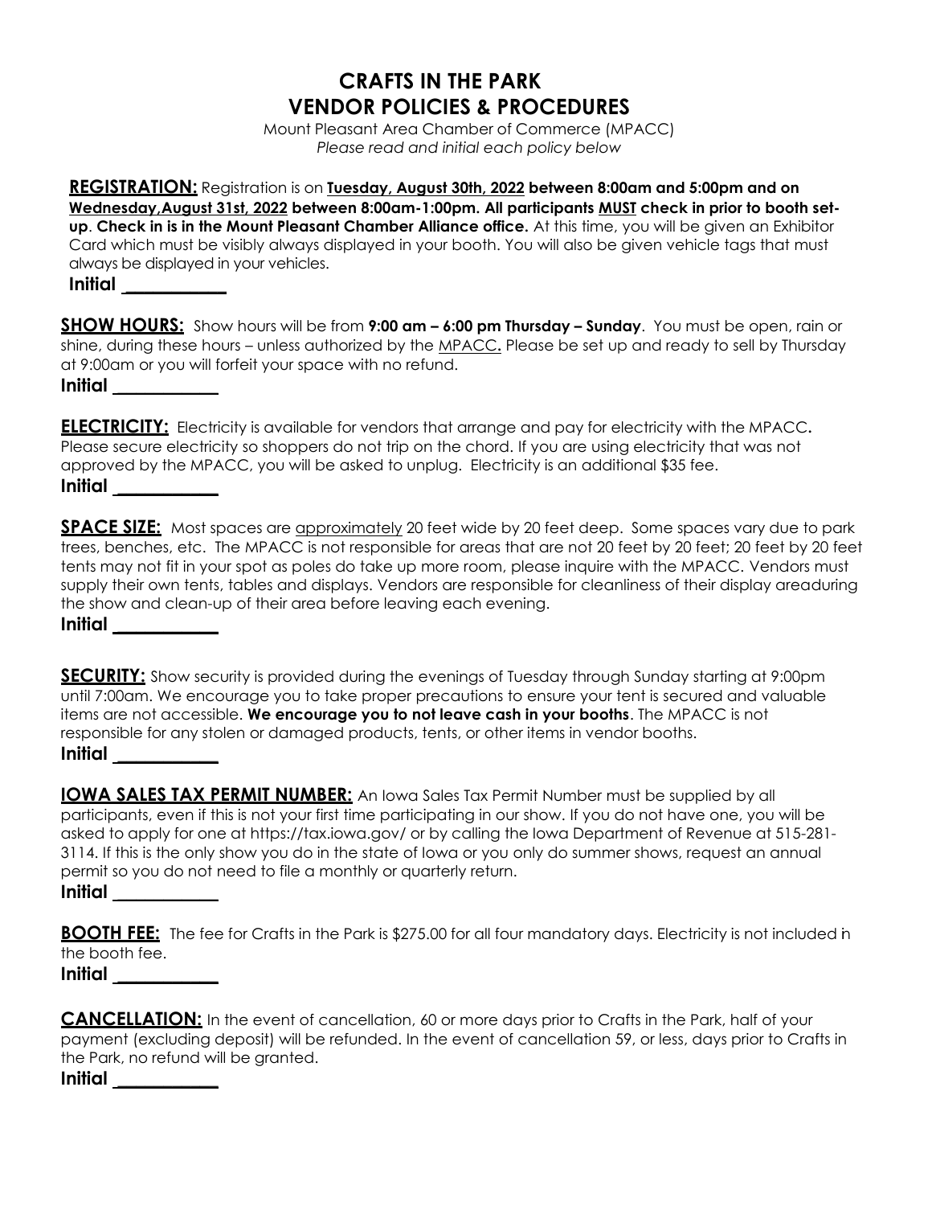# CRAFTS IN THE PARK
# VENDOR POLICIES & PROCEDURES

Mount Pleasant Area Chamber of Commerce (MPACC)
*Please read and initial each policy below*

**REGISTRATION:** Registration is on **Tuesday, August 30th, 2022 between 8:00am and 5:00pm and on Wednesday,August 31st, 2022 between 8:00am-1:00pm. All participants MUST check in prior to booth set-up**. **Check in is in the Mount Pleasant Chamber Alliance office.** At this time, you will be given an Exhibitor Card which must be visibly always displayed in your booth. You will also be given vehicle tags that must always be displayed in your vehicles.

**Initial ___________**

**SHOW HOURS:** Show hours will be from **9:00 am – 6:00 pm Thursday – Sunday**. You must be open, rain or shine, during these hours – unless authorized by the MPACC**.** Please be set up and ready to sell by Thursday at 9:00am or you will forfeit your space with no refund.

**Initial ___________**

**ELECTRICITY:** Electricity is available for vendors that arrange and pay for electricity with the MPACC**.** Please secure electricity so shoppers do not trip on the chord. If you are using electricity that was not approved by the MPACC, you will be asked to unplug. Electricity is an additional $35 fee.

**Initial ___________**

**SPACE SIZE:** Most spaces are approximately 20 feet wide by 20 feet deep. Some spaces vary due to park trees, benches, etc. The MPACC is not responsible for areas that are not 20 feet by 20 feet; 20 feet by 20 feet tents may not fit in your spot as poles do take up more room, please inquire with the MPACC. Vendors must supply their own tents, tables and displays. Vendors are responsible for cleanliness of their display areaduring the show and clean-up of their area before leaving each evening.

**Initial ___________**

**SECURITY:** Show security is provided during the evenings of Tuesday through Sunday starting at 9:00pm until 7:00am. We encourage you to take proper precautions to ensure your tent is secured and valuable items are not accessible. **We encourage you to not leave cash in your booths**. The MPACC is not responsible for any stolen or damaged products, tents, or other items in vendor booths.

**Initial ___________**

**IOWA SALES TAX PERMIT NUMBER:** An Iowa Sales Tax Permit Number must be supplied by all participants, even if this is not your first time participating in our show. If you do not have one, you will be asked to apply for one at https://tax.iowa.gov/ or by calling the Iowa Department of Revenue at 515-281-3114. If this is the only show you do in the state of Iowa or you only do summer shows, request an annual permit so you do not need to file a monthly or quarterly return.

**Initial ___________**

**BOOTH FEE:** The fee for Crafts in the Park is $275.00 for all four mandatory days. Electricity is not included in the booth fee.

**Initial ___________**

**CANCELLATION:** In the event of cancellation, 60 or more days prior to Crafts in the Park, half of your payment (excluding deposit) will be refunded. In the event of cancellation 59, or less, days prior to Crafts in the Park, no refund will be granted.

**Initial ___________**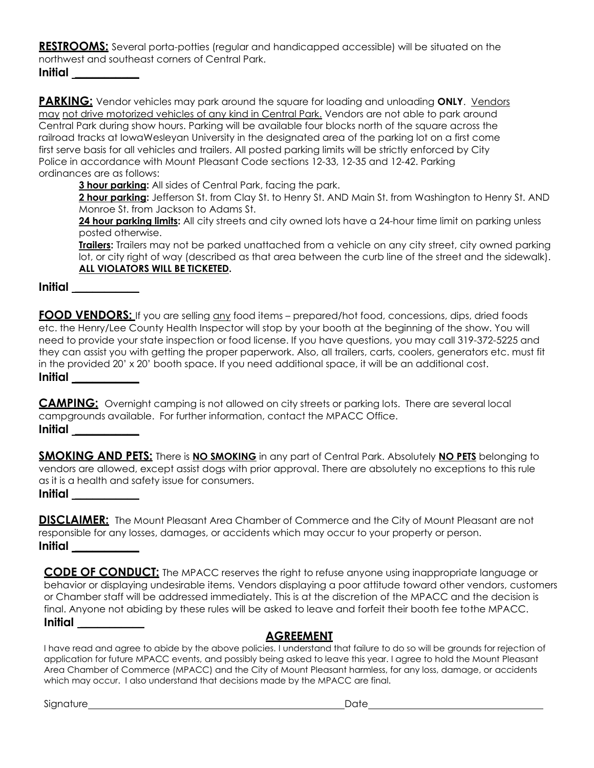**RESTROOMS:** Several porta-potties (regular and handicapped accessible) will be situated on the northwest and southeast corners of Central Park.

**Initial ___________**

**PARKING:** Vendor vehicles may park around the square for loading and unloading **ONLY**. Vendors may not drive motorized vehicles of any kind in Central Park. Vendors are not able to park around Central Park during show hours. Parking will be available four blocks north of the square across the railroad tracks at IowaWesleyan University in the designated area of the parking lot on a first come first serve basis for all vehicles and trailers. All posted parking limits will be strictly enforced by City Police in accordance with Mount Pleasant Code sections 12-33, 12-35 and 12-42. Parking ordinances are as follows:

> **3 hour parking:** All sides of Central Park, facing the park.
>
> **2 hour parking:** Jefferson St. from Clay St. to Henry St. AND Main St. from Washington to Henry St. AND Monroe St. from Jackson to Adams St.
>
> **24 hour parking limits:** All city streets and city owned lots have a 24-hour time limit on parking unless posted otherwise.
>
> **Trailers:** Trailers may not be parked unattached from a vehicle on any city street, city owned parking lot, or city right of way (described as that area between the curb line of the street and the sidewalk). **ALL VIOLATORS WILL BE TICKETED.**

**Initial ___________**

**FOOD VENDORS:** If you are selling any food items – prepared/hot food, concessions, dips, dried foods etc. the Henry/Lee County Health Inspector will stop by your booth at the beginning of the show. You will need to provide your state inspection or food license. If you have questions, you may call 319-372-5225 and they can assist you with getting the proper paperwork. Also, all trailers, carts, coolers, generators etc. must fit in the provided 20' x 20' booth space. If you need additional space, it will be an additional cost.

**Initial ___________**

**CAMPING:** Overnight camping is not allowed on city streets or parking lots. There are several local campgrounds available. For further information, contact the MPACC Office.

**Initial ___________**

**SMOKING AND PETS:** There is **NO SMOKING** in any part of Central Park. Absolutely **NO PETS** belonging to vendors are allowed, except assist dogs with prior approval. There are absolutely no exceptions to this rule as it is a health and safety issue for consumers.

**Initial ___________**

**DISCLAIMER:** The Mount Pleasant Area Chamber of Commerce and the City of Mount Pleasant are not responsible for any losses, damages, or accidents which may occur to your property or person.

**Initial ___________**

**CODE OF CONDUCT:** The MPACC reserves the right to refuse anyone using inappropriate language or behavior or displaying undesirable items. Vendors displaying a poor attitude toward other vendors, customers or Chamber staff will be addressed immediately. This is at the discretion of the MPACC and the decision is final. Anyone not abiding by these rules will be asked to leave and forfeit their booth fee tothe MPACC.

**Initial ___________**

## AGREEMENT

I have read and agree to abide by the above policies. I understand that failure to do so will be grounds for rejection of application for future MPACC events, and possibly being asked to leave this year. I agree to hold the Mount Pleasant Area Chamber of Commerce (MPACC) and the City of Mount Pleasant harmless, for any loss, damage, or accidents which may occur. I also understand that decisions made by the MPACC are final.

Signature_______________________________________________ Date_________________________________